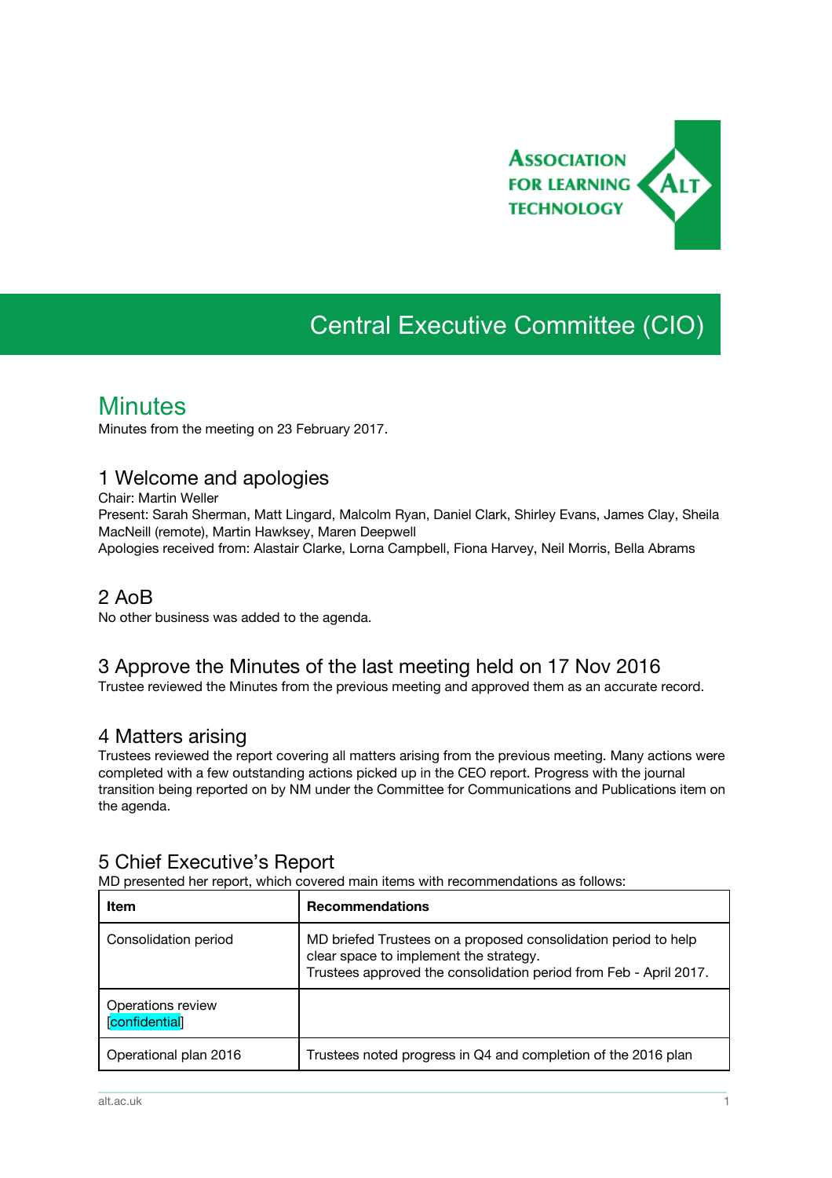ASSOCIATION FOR LEARNING TECHNOLOGY

# Central Executive Committee (CIO)

## Minutes

Minutes from the meeting on 23 February 2017.

### 1 Welcome and apologies

Chair: Martin Weller
Present: Sarah Sherman, Matt Lingard, Malcolm Ryan, Daniel Clark, Shirley Evans, James Clay, Sheila MacNeill (remote), Martin Hawksey, Maren Deepwell
Apologies received from: Alastair Clarke, Lorna Campbell, Fiona Harvey, Neil Morris, Bella Abrams

### 2 AoB

No other business was added to the agenda.

### 3 Approve the Minutes of the last meeting held on 17 Nov 2016

Trustee reviewed the Minutes from the previous meeting and approved them as an accurate record.

### 4 Matters arising

Trustees reviewed the report covering all matters arising from the previous meeting. Many actions were completed with a few outstanding actions picked up in the CEO report. Progress with the journal transition being reported on by NM under the Committee for Communications and Publications item on the agenda.

### 5 Chief Executive's Report

MD presented her report, which covered main items with recommendations as follows:

| Item | Recommendations |
|---|---|
| Consolidation period | MD briefed Trustees on a proposed consolidation period to help clear space to implement the strategy.<br>Trustees approved the consolidation period from Feb - April 2017. |
| Operations review [confidential] | |
| Operational plan 2016 | Trustees noted progress in Q4 and completion of the 2016 plan |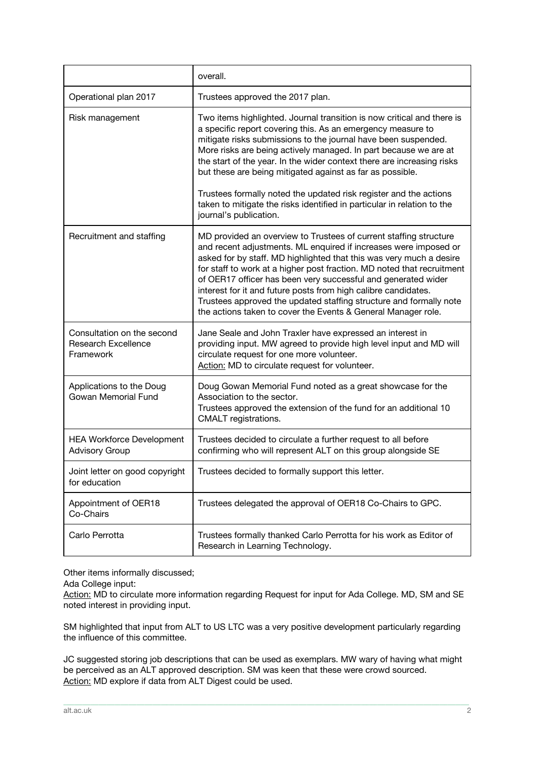| | |
|---|---|
| | overall. |
| Operational plan 2017 | Trustees approved the 2017 plan. |
| Risk management | Two items highlighted. Journal transition is now critical and there is a specific report covering this. As an emergency measure to mitigate risks submissions to the journal have been suspended. More risks are being actively managed. In part because we are at the start of the year. In the wider context there are increasing risks but these are being mitigated against as far as possible.<br><br>Trustees formally noted the updated risk register and the actions taken to mitigate the risks identified in particular in relation to the journal's publication. |
| Recruitment and staffing | MD provided an overview to Trustees of current staffing structure and recent adjustments. ML enquired if increases were imposed or asked for by staff. MD highlighted that this was very much a desire for staff to work at a higher post fraction. MD noted that recruitment of OER17 officer has been very successful and generated wider interest for it and future posts from high calibre candidates. Trustees approved the updated staffing structure and formally note the actions taken to cover the Events & General Manager role. |
| Consultation on the second Research Excellence Framework | Jane Seale and John Traxler have expressed an interest in providing input. MW agreed to provide high level input and MD will circulate request for one more volunteer.<br>Action: MD to circulate request for volunteer. |
| Applications to the Doug Gowan Memorial Fund | Doug Gowan Memorial Fund noted as a great showcase for the Association to the sector.<br>Trustees approved the extension of the fund for an additional 10 CMALT registrations. |
| HEA Workforce Development Advisory Group | Trustees decided to circulate a further request to all before confirming who will represent ALT on this group alongside SE |
| Joint letter on good copyright for education | Trustees decided to formally support this letter. |
| Appointment of OER18 Co-Chairs | Trustees delegated the approval of OER18 Co-Chairs to GPC. |
| Carlo Perrotta | Trustees formally thanked Carlo Perrotta for his work as Editor of Research in Learning Technology. |

Other items informally discussed;

Ada College input:

Action: MD to circulate more information regarding Request for input for Ada College. MD, SM and SE noted interest in providing input.

SM highlighted that input from ALT to US LTC was a very positive development particularly regarding the influence of this committee.

JC suggested storing job descriptions that can be used as exemplars. MW wary of having what might be perceived as an ALT approved description. SM was keen that these were crowd sourced.
Action: MD explore if data from ALT Digest could be used.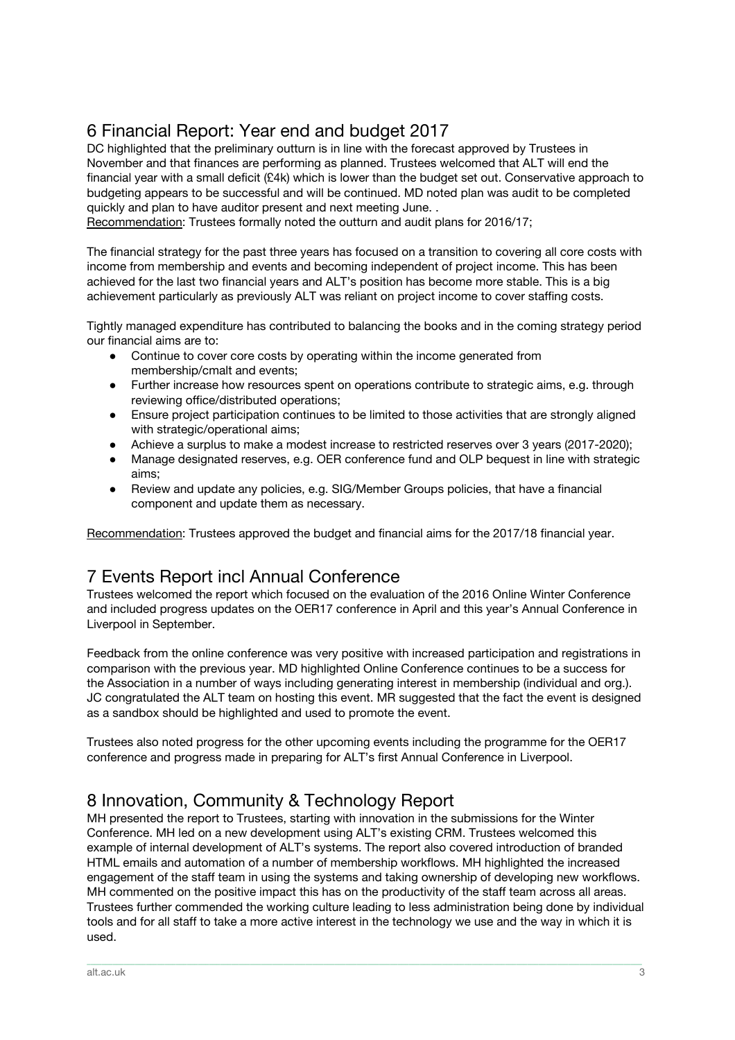## 6 Financial Report: Year end and budget 2017

DC highlighted that the preliminary outturn is in line with the forecast approved by Trustees in November and that finances are performing as planned. Trustees welcomed that ALT will end the financial year with a small deficit (£4k) which is lower than the budget set out. Conservative approach to budgeting appears to be successful and will be continued. MD noted plan was audit to be completed quickly and plan to have auditor present and next meeting June. .

Recommendation: Trustees formally noted the outturn and audit plans for 2016/17;

The financial strategy for the past three years has focused on a transition to covering all core costs with income from membership and events and becoming independent of project income. This has been achieved for the last two financial years and ALT's position has become more stable. This is a big achievement particularly as previously ALT was reliant on project income to cover staffing costs.

Tightly managed expenditure has contributed to balancing the books and in the coming strategy period our financial aims are to:

- Continue to cover core costs by operating within the income generated from membership/cmalt and events;
- Further increase how resources spent on operations contribute to strategic aims, e.g. through reviewing office/distributed operations;
- Ensure project participation continues to be limited to those activities that are strongly aligned with strategic/operational aims;
- Achieve a surplus to make a modest increase to restricted reserves over 3 years (2017-2020);
- Manage designated reserves, e.g. OER conference fund and OLP bequest in line with strategic aims;
- Review and update any policies, e.g. SIG/Member Groups policies, that have a financial component and update them as necessary.

Recommendation: Trustees approved the budget and financial aims for the 2017/18 financial year.

## 7 Events Report incl Annual Conference

Trustees welcomed the report which focused on the evaluation of the 2016 Online Winter Conference and included progress updates on the OER17 conference in April and this year's Annual Conference in Liverpool in September.

Feedback from the online conference was very positive with increased participation and registrations in comparison with the previous year. MD highlighted Online Conference continues to be a success for the Association in a number of ways including generating interest in membership (individual and org.). JC congratulated the ALT team on hosting this event. MR suggested that the fact the event is designed as a sandbox should be highlighted and used to promote the event.

Trustees also noted progress for the other upcoming events including the programme for the OER17 conference and progress made in preparing for ALT's first Annual Conference in Liverpool.

## 8 Innovation, Community & Technology Report

MH presented the report to Trustees, starting with innovation in the submissions for the Winter Conference. MH led on a new development using ALT's existing CRM. Trustees welcomed this example of internal development of ALT's systems. The report also covered introduction of branded HTML emails and automation of a number of membership workflows. MH highlighted the increased engagement of the staff team in using the systems and taking ownership of developing new workflows. MH commented on the positive impact this has on the productivity of the staff team across all areas. Trustees further commended the working culture leading to less administration being done by individual tools and for all staff to take a more active interest in the technology we use and the way in which it is used.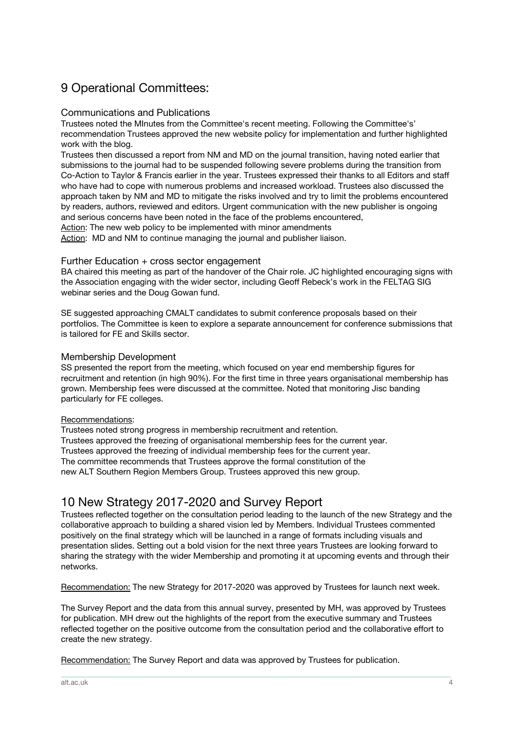## 9 Operational Committees:

### Communications and Publications

Trustees noted the MInutes from the Committee's recent meeting. Following the Committee's' recommendation Trustees approved the new website policy for implementation and further highlighted work with the blog.

Trustees then discussed a report from NM and MD on the journal transition, having noted earlier that submissions to the journal had to be suspended following severe problems during the transition from Co-Action to Taylor & Francis earlier in the year. Trustees expressed their thanks to all Editors and staff who have had to cope with numerous problems and increased workload. Trustees also discussed the approach taken by NM and MD to mitigate the risks involved and try to limit the problems encountered by readers, authors, reviewed and editors. Urgent communication with the new publisher is ongoing and serious concerns have been noted in the face of the problems encountered,

Action: The new web policy to be implemented with minor amendments

Action: MD and NM to continue managing the journal and publisher liaison.

### Further Education + cross sector engagement

BA chaired this meeting as part of the handover of the Chair role. JC highlighted encouraging signs with the Association engaging with the wider sector, including Geoff Rebeck's work in the FELTAG SIG webinar series and the Doug Gowan fund.

SE suggested approaching CMALT candidates to submit conference proposals based on their portfolios. The Committee is keen to explore a separate announcement for conference submissions that is tailored for FE and Skills sector.

### Membership Development

SS presented the report from the meeting, which focused on year end membership figures for recruitment and retention (in high 90%). For the first time in three years organisational membership has grown. Membership fees were discussed at the committee. Noted that monitoring Jisc banding particularly for FE colleges.

Recommendations:

Trustees noted strong progress in membership recruitment and retention.
Trustees approved the freezing of organisational membership fees for the current year.
Trustees approved the freezing of individual membership fees for the current year.
The committee recommends that Trustees approve the formal constitution of the new ALT Southern Region Members Group. Trustees approved this new group.

## 10 New Strategy 2017-2020 and Survey Report

Trustees reflected together on the consultation period leading to the launch of the new Strategy and the collaborative approach to building a shared vision led by Members. Individual Trustees commented positively on the final strategy which will be launched in a range of formats including visuals and presentation slides. Setting out a bold vision for the next three years Trustees are looking forward to sharing the strategy with the wider Membership and promoting it at upcoming events and through their networks.

Recommendation: The new Strategy for 2017-2020 was approved by Trustees for launch next week.

The Survey Report and the data from this annual survey, presented by MH, was approved by Trustees for publication. MH drew out the highlights of the report from the executive summary and Trustees reflected together on the positive outcome from the consultation period and the collaborative effort to create the new strategy.

Recommendation: The Survey Report and data was approved by Trustees for publication.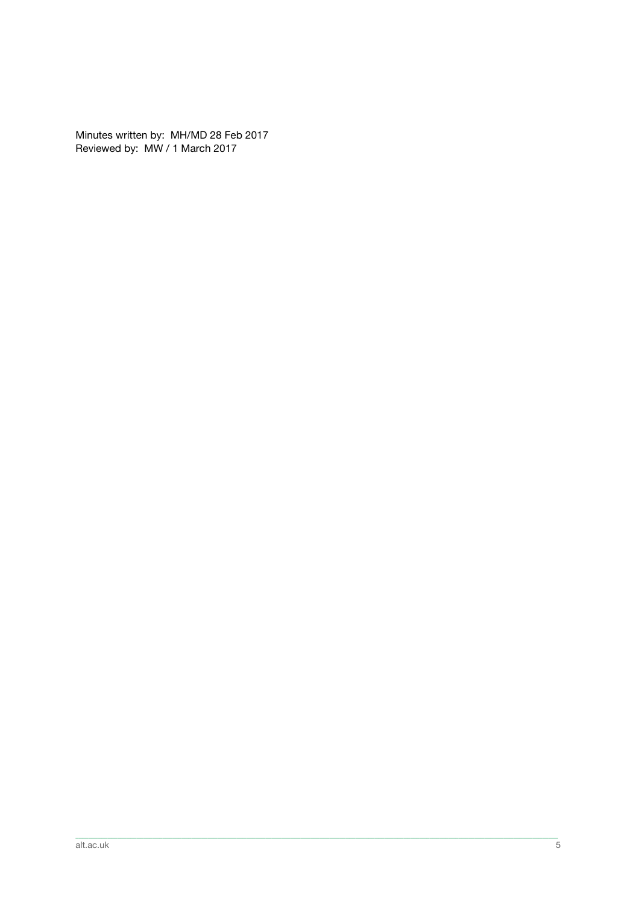Minutes written by: MH/MD 28 Feb 2017
Reviewed by: MW / 1 March 2017